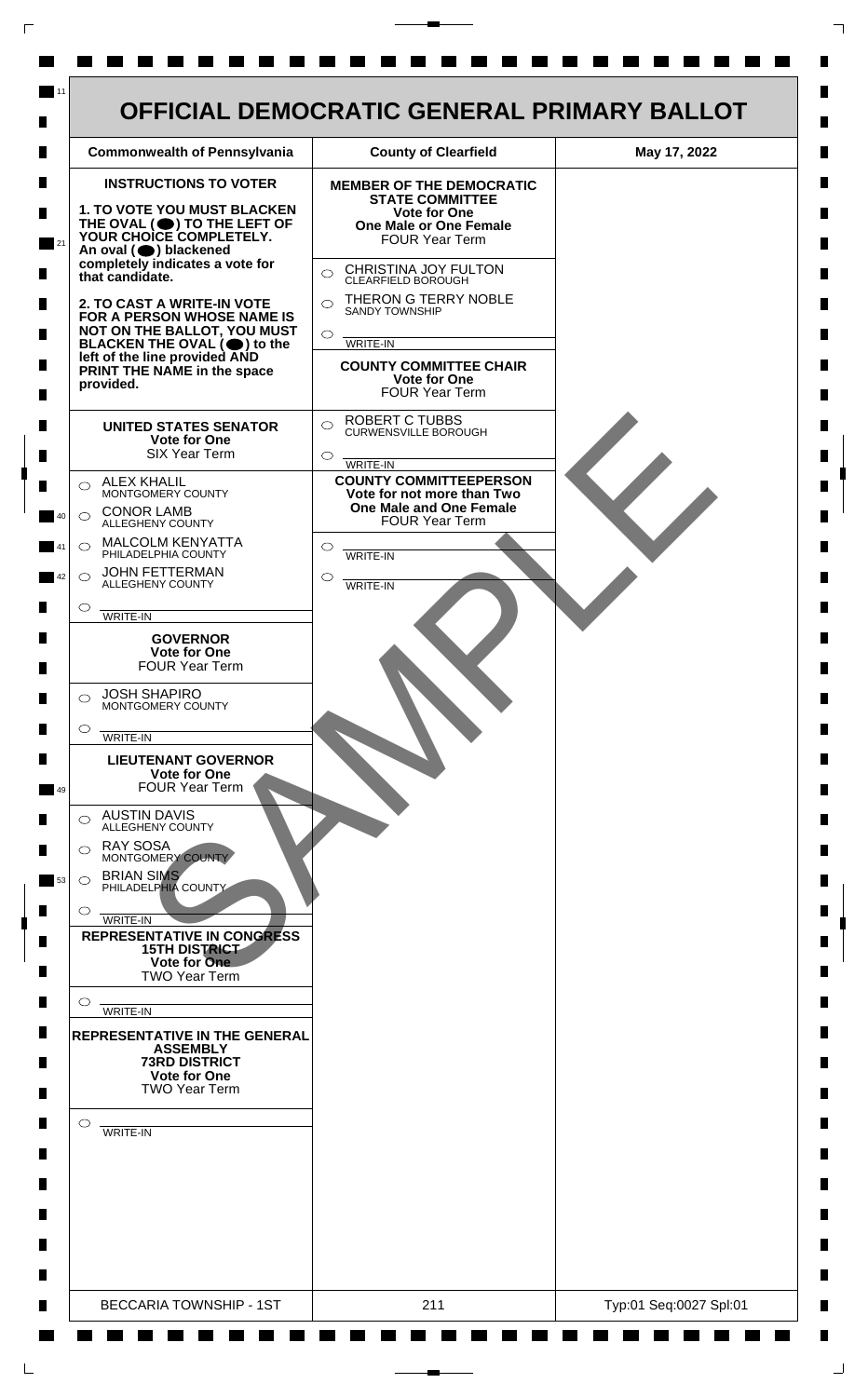# OFFICIAL DEMOCRATIC GENERAL PRIMARY BALLOT

| Commonwealth of Pennsylvania | County of Clearfield | May 17, 2022 |
| --- | --- | --- |

**INSTRUCTIONS TO VOTER**

**1. TO VOTE YOU MUST BLACKEN THE OVAL (⬤) TO THE LEFT OF YOUR CHOICE COMPLETELY.** An oval (⬤) blackened completely indicates a vote for that candidate.

**2. TO CAST A WRITE-IN VOTE FOR A PERSON WHOSE NAME IS NOT ON THE BALLOT, YOU MUST BLACKEN THE OVAL (⬤) to the left of the line provided AND PRINT THE NAME in the space provided.**

**UNITED STATES SENATOR**
**Vote for One**
SIX Year Term

- ○ ALEX KHALIL — MONTGOMERY COUNTY
- ○ CONOR LAMB — ALLEGHENY COUNTY
- ○ MALCOLM KENYATTA — PHILADELPHIA COUNTY
- ○ JOHN FETTERMAN — ALLEGHENY COUNTY
- ○ WRITE-IN

**GOVERNOR**
**Vote for One**
FOUR Year Term

- ○ JOSH SHAPIRO — MONTGOMERY COUNTY
- ○ WRITE-IN

**LIEUTENANT GOVERNOR**
**Vote for One**
FOUR Year Term

- ○ AUSTIN DAVIS — ALLEGHENY COUNTY
- ○ RAY SOSA — MONTGOMERY COUNTY
- ○ BRIAN SIMS — PHILADELPHIA COUNTY
- ○ WRITE-IN

**REPRESENTATIVE IN CONGRESS**
**15TH DISTRICT**
**Vote for One**
TWO Year Term

- ○ WRITE-IN

**REPRESENTATIVE IN THE GENERAL ASSEMBLY**
**73RD DISTRICT**
**Vote for One**
TWO Year Term

- ○ WRITE-IN

**MEMBER OF THE DEMOCRATIC STATE COMMITTEE**
**Vote for One**
**One Male or One Female**
FOUR Year Term

- ○ CHRISTINA JOY FULTON — CLEARFIELD BOROUGH
- ○ THERON G TERRY NOBLE — SANDY TOWNSHIP
- ○ WRITE-IN

**COUNTY COMMITTEE CHAIR**
**Vote for One**
FOUR Year Term

- ○ ROBERT C TUBBS — CURWENSVILLE BOROUGH
- ○ WRITE-IN

**COUNTY COMMITTEEPERSON**
**Vote for not more than Two**
**One Male and One Female**
FOUR Year Term

- ○ WRITE-IN
- ○ WRITE-IN

SAMPLE

| BECCARIA TOWNSHIP - 1ST | 211 | Typ:01 Seq:0027 Spl:01 |
| --- | --- | --- |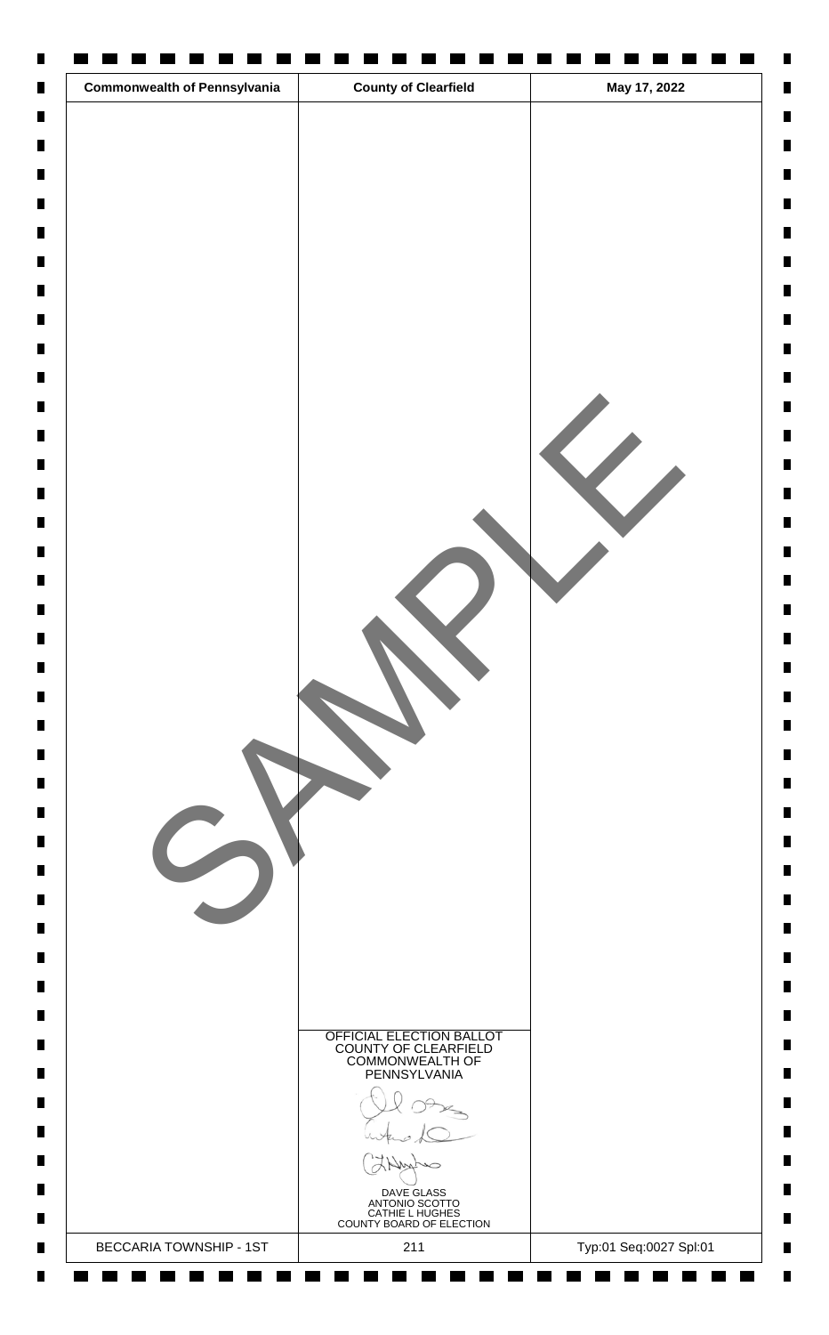| Commonwealth of Pennsylvania | County of Clearfield | May 17, 2022 |
| --- | --- | --- |
| | OFFICIAL ELECTION BALLOT<br>COUNTY OF CLEARFIELD<br>COMMONWEALTH OF PENNSYLVANIA<br><br>DAVE GLASS<br>ANTONIO SCOTTO<br>CATHIE L HUGHES<br>COUNTY BOARD OF ELECTION | |
| BECCARIA TOWNSHIP - 1ST | 211 | Typ:01 Seq:0027 Spl:01 |

SAMPLE